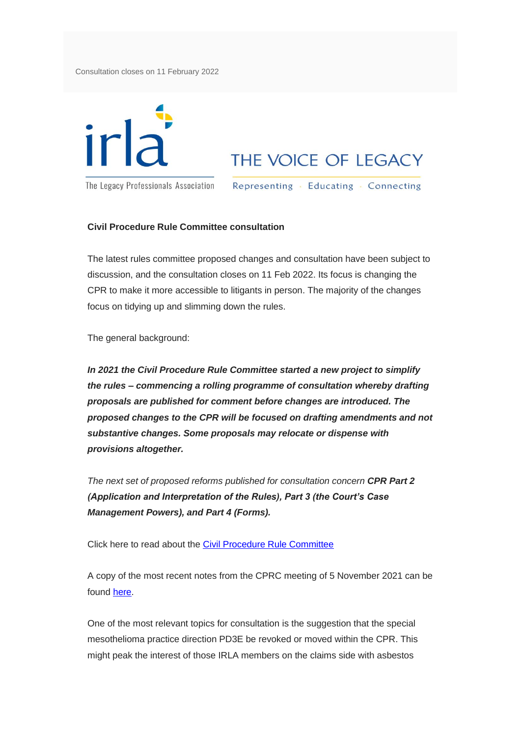Consultation closes on 11 February 2022

irla

The Legacy Professionals Association

THE VOICE OF LEGACY

Representing · Educating · Connecting

**Civil Procedure Rule Committee consultation**

The latest rules committee proposed changes and consultation have been subject to discussion, and the consultation closes on 11 Feb 2022. Its focus is changing the CPR to make it more accessible to litigants in person. The majority of the changes focus on tidying up and slimming down the rules.

The general background:

***In 2021 the Civil Procedure Rule Committee started a new project to simplify the rules – commencing a rolling programme of consultation whereby drafting proposals are published for comment before changes are introduced. The proposed changes to the CPR will be focused on drafting amendments and not substantive changes. Some proposals may relocate or dispense with provisions altogether.***

*The next set of proposed reforms published for consultation concern* ***CPR Part 2 (Application and Interpretation of the Rules), Part 3 (the Court's Case Management Powers), and Part 4 (Forms).***

Click here to read about the [Civil Procedure Rule Committee]()

A copy of the most recent notes from the CPRC meeting of 5 November 2021 can be found [here]().

One of the most relevant topics for consultation is the suggestion that the special mesothelioma practice direction PD3E be revoked or moved within the CPR. This might peak the interest of those IRLA members on the claims side with asbestos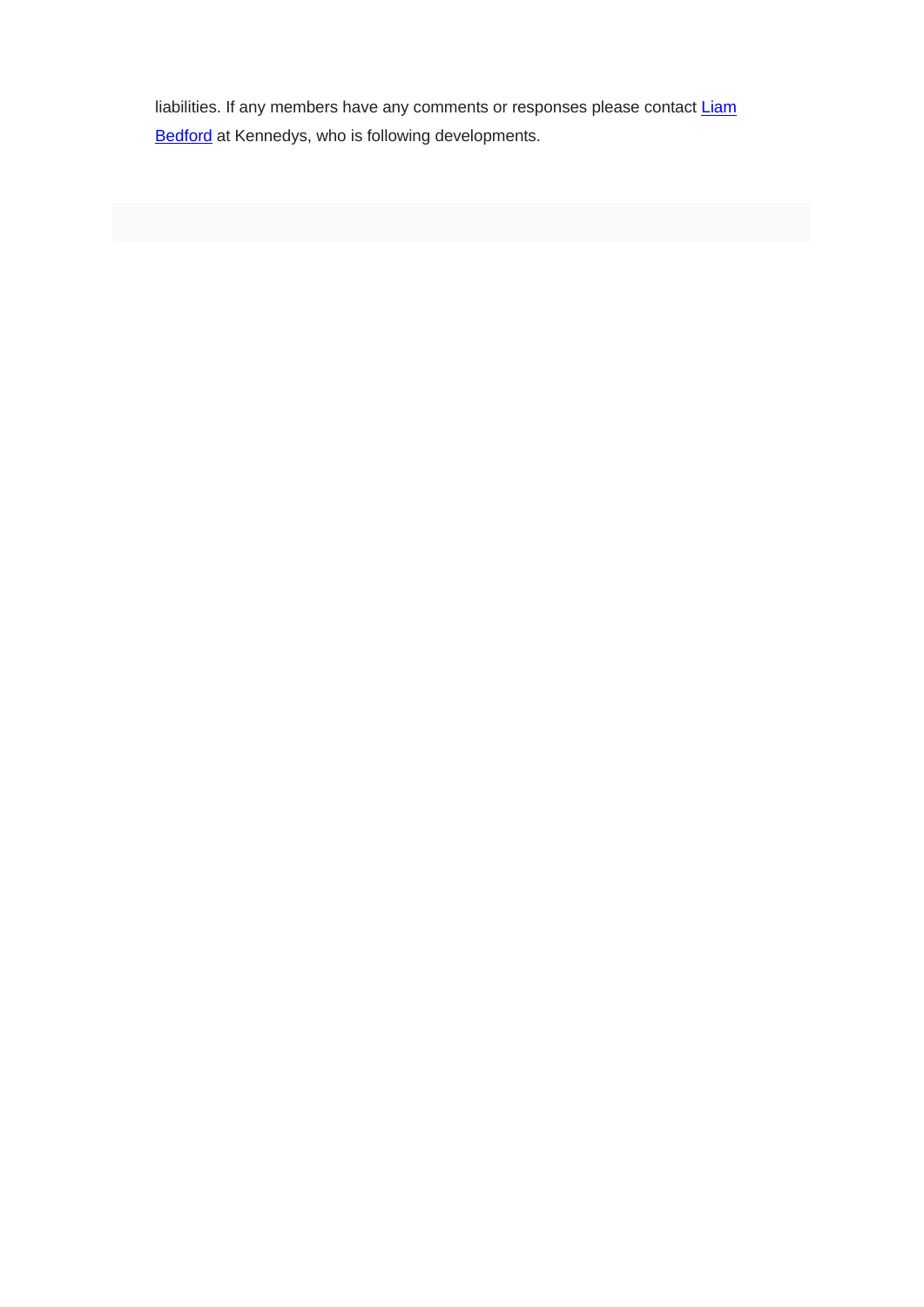liabilities. If any members have any comments or responses please contact Liam Bedford at Kennedys, who is following developments.